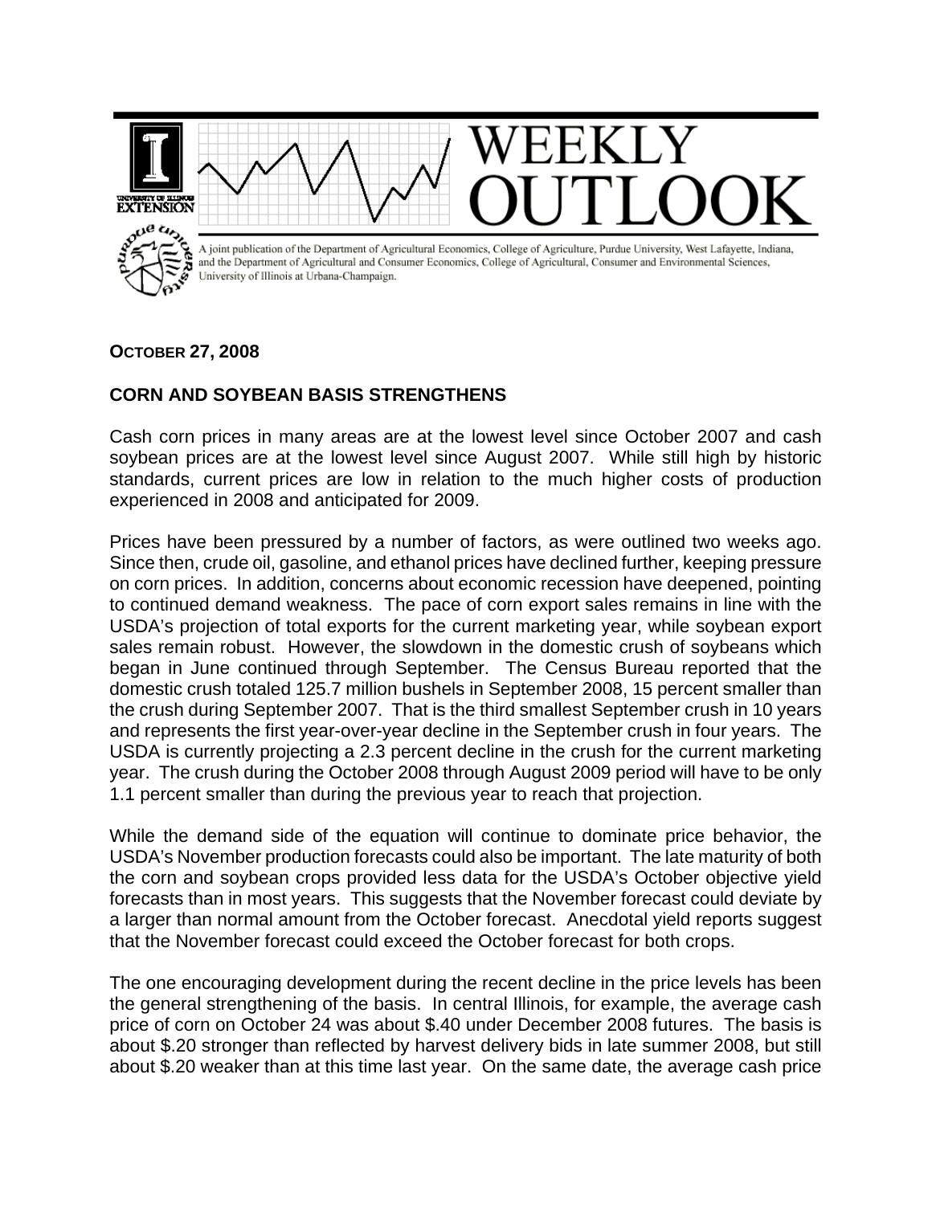# WEEKLY OUTLOOK

A joint publication of the Department of Agricultural Economics, College of Agriculture, Purdue University, West Lafayette, Indiana, and the Department of Agricultural and Consumer Economics, College of Agricultural, Consumer and Environmental Sciences, University of Illinois at Urbana-Champaign.

**OCTOBER 27, 2008**

## CORN AND SOYBEAN BASIS STRENGTHENS

Cash corn prices in many areas are at the lowest level since October 2007 and cash soybean prices are at the lowest level since August 2007. While still high by historic standards, current prices are low in relation to the much higher costs of production experienced in 2008 and anticipated for 2009.

Prices have been pressured by a number of factors, as were outlined two weeks ago. Since then, crude oil, gasoline, and ethanol prices have declined further, keeping pressure on corn prices. In addition, concerns about economic recession have deepened, pointing to continued demand weakness. The pace of corn export sales remains in line with the USDA's projection of total exports for the current marketing year, while soybean export sales remain robust. However, the slowdown in the domestic crush of soybeans which began in June continued through September. The Census Bureau reported that the domestic crush totaled 125.7 million bushels in September 2008, 15 percent smaller than the crush during September 2007. That is the third smallest September crush in 10 years and represents the first year-over-year decline in the September crush in four years. The USDA is currently projecting a 2.3 percent decline in the crush for the current marketing year. The crush during the October 2008 through August 2009 period will have to be only 1.1 percent smaller than during the previous year to reach that projection.

While the demand side of the equation will continue to dominate price behavior, the USDA's November production forecasts could also be important. The late maturity of both the corn and soybean crops provided less data for the USDA's October objective yield forecasts than in most years. This suggests that the November forecast could deviate by a larger than normal amount from the October forecast. Anecdotal yield reports suggest that the November forecast could exceed the October forecast for both crops.

The one encouraging development during the recent decline in the price levels has been the general strengthening of the basis. In central Illinois, for example, the average cash price of corn on October 24 was about $.40 under December 2008 futures. The basis is about $.20 stronger than reflected by harvest delivery bids in late summer 2008, but still about $.20 weaker than at this time last year. On the same date, the average cash price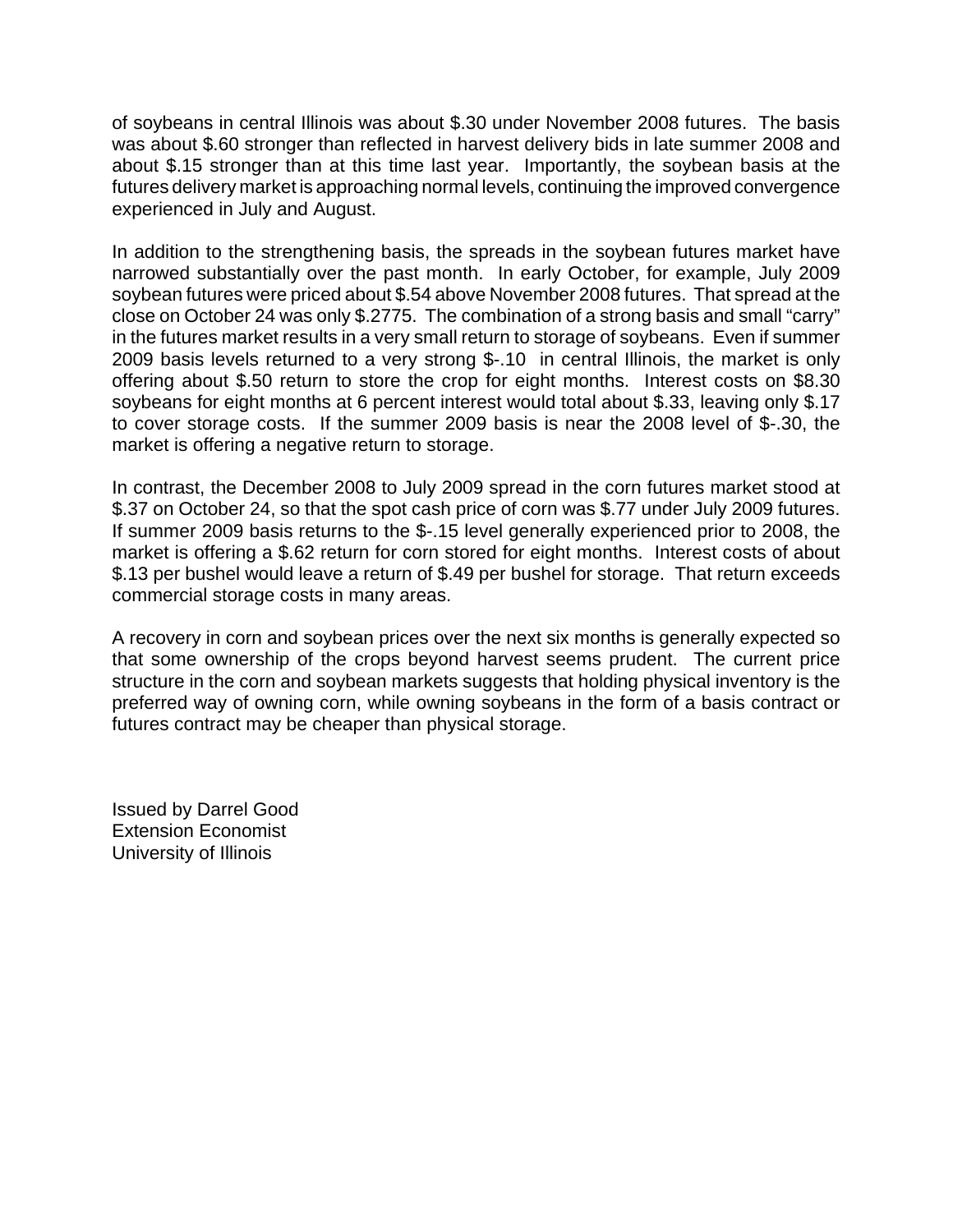of soybeans in central Illinois was about $.30 under November 2008 futures. The basis was about $.60 stronger than reflected in harvest delivery bids in late summer 2008 and about $.15 stronger than at this time last year. Importantly, the soybean basis at the futures delivery market is approaching normal levels, continuing the improved convergence experienced in July and August.

In addition to the strengthening basis, the spreads in the soybean futures market have narrowed substantially over the past month. In early October, for example, July 2009 soybean futures were priced about $.54 above November 2008 futures. That spread at the close on October 24 was only $.2775. The combination of a strong basis and small "carry" in the futures market results in a very small return to storage of soybeans. Even if summer 2009 basis levels returned to a very strong $-.10 in central Illinois, the market is only offering about $.50 return to store the crop for eight months. Interest costs on $8.30 soybeans for eight months at 6 percent interest would total about $.33, leaving only $.17 to cover storage costs. If the summer 2009 basis is near the 2008 level of $-.30, the market is offering a negative return to storage.

In contrast, the December 2008 to July 2009 spread in the corn futures market stood at $.37 on October 24, so that the spot cash price of corn was $.77 under July 2009 futures. If summer 2009 basis returns to the $-.15 level generally experienced prior to 2008, the market is offering a $.62 return for corn stored for eight months. Interest costs of about $.13 per bushel would leave a return of $.49 per bushel for storage. That return exceeds commercial storage costs in many areas.

A recovery in corn and soybean prices over the next six months is generally expected so that some ownership of the crops beyond harvest seems prudent. The current price structure in the corn and soybean markets suggests that holding physical inventory is the preferred way of owning corn, while owning soybeans in the form of a basis contract or futures contract may be cheaper than physical storage.

Issued by Darrel Good
Extension Economist
University of Illinois